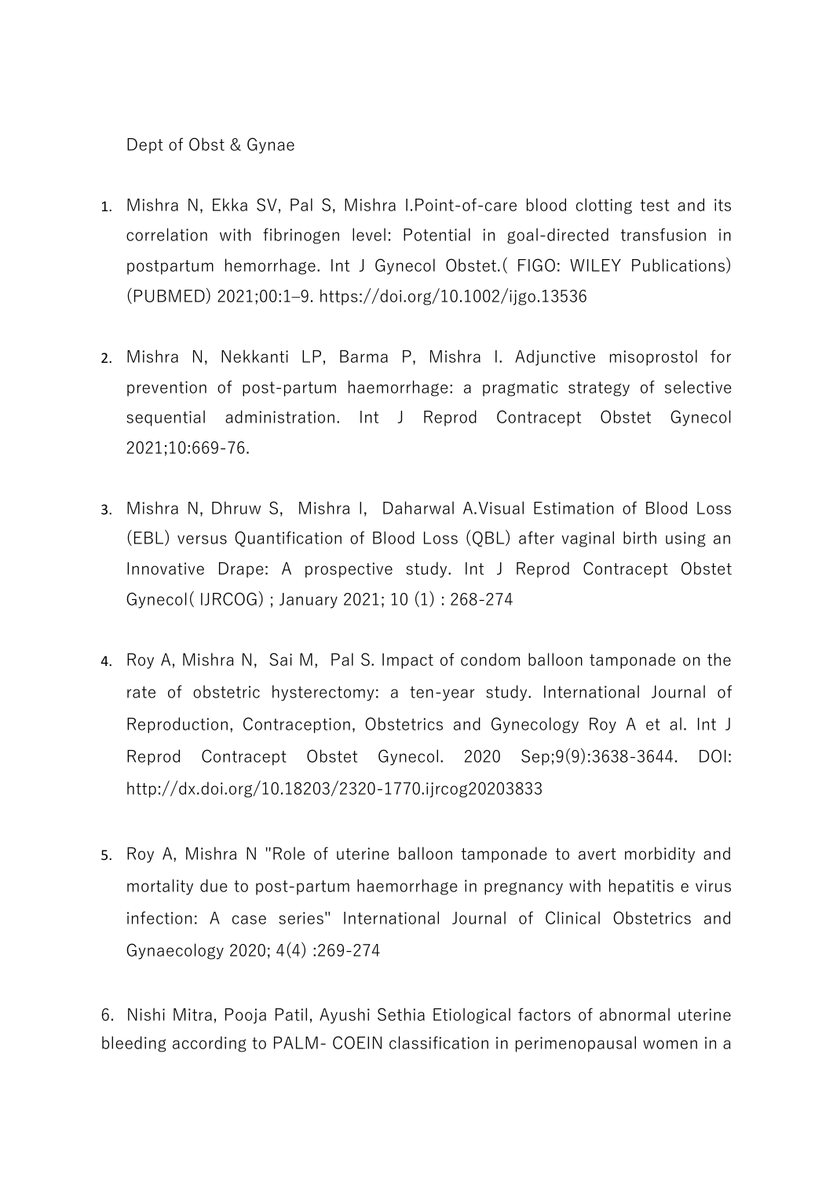Dept of Obst & Gynae

1. Mishra N, Ekka SV, Pal S, Mishra I.Point-of-care blood clotting test and its correlation with fibrinogen level: Potential in goal-directed transfusion in postpartum hemorrhage. Int J Gynecol Obstet.( FIGO: WILEY Publications) (PUBMED) 2021;00:1–9. https://doi.org/10.1002/ijgo.13536

2. Mishra N, Nekkanti LP, Barma P, Mishra I. Adjunctive misoprostol for prevention of post-partum haemorrhage: a pragmatic strategy of selective sequential administration. Int J Reprod Contracept Obstet Gynecol 2021;10:669-76.

3. Mishra N, Dhruw S, Mishra I, Daharwal A.Visual Estimation of Blood Loss (EBL) versus Quantification of Blood Loss (QBL) after vaginal birth using an Innovative Drape: A prospective study. Int J Reprod Contracept Obstet Gynecol( IJRCOG) ; January 2021; 10 (1) : 268-274

4. Roy A, Mishra N, Sai M, Pal S. Impact of condom balloon tamponade on the rate of obstetric hysterectomy: a ten-year study. International Journal of Reproduction, Contraception, Obstetrics and Gynecology Roy A et al. Int J Reprod Contracept Obstet Gynecol. 2020 Sep;9(9):3638-3644. DOI: http://dx.doi.org/10.18203/2320-1770.ijrcog20203833

5. Roy A, Mishra N "Role of uterine balloon tamponade to avert morbidity and mortality due to post-partum haemorrhage in pregnancy with hepatitis e virus infection: A case series" International Journal of Clinical Obstetrics and Gynaecology 2020; 4(4) :269-274

6. Nishi Mitra, Pooja Patil, Ayushi Sethia Etiological factors of abnormal uterine bleeding according to PALM- COEIN classification in perimenopausal women in a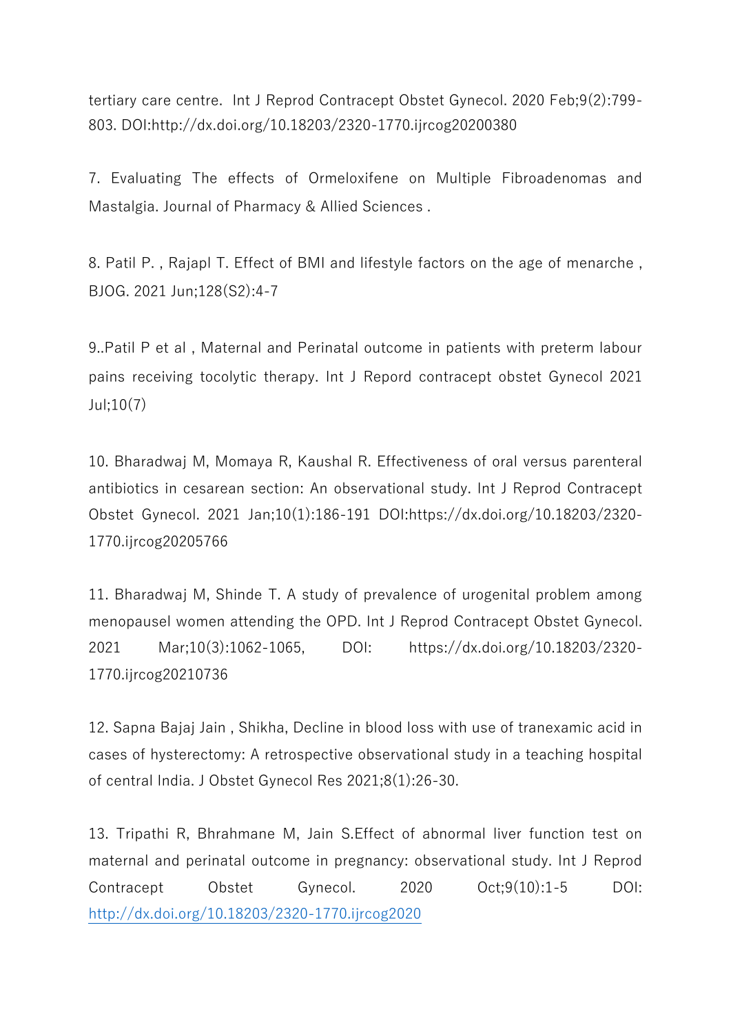tertiary care centre. Int J Reprod Contracept Obstet Gynecol. 2020 Feb;9(2):799-803. DOI:http://dx.doi.org/10.18203/2320-1770.ijrcog20200380

7. Evaluating The effects of Ormeloxifene on Multiple Fibroadenomas and Mastalgia. Journal of Pharmacy & Allied Sciences .

8. Patil P. , Rajapl T. Effect of BMI and lifestyle factors on the age of menarche , BJOG. 2021 Jun;128(S2):4-7

9..Patil P et al , Maternal and Perinatal outcome in patients with preterm labour pains receiving tocolytic therapy. Int J Repord contracept obstet Gynecol 2021 Jul;10(7)

10. Bharadwaj M, Momaya R, Kaushal R. Effectiveness of oral versus parenteral antibiotics in cesarean section: An observational study. Int J Reprod Contracept Obstet Gynecol. 2021 Jan;10(1):186-191 DOI:https://dx.doi.org/10.18203/2320-1770.ijrcog20205766

11. Bharadwaj M, Shinde T. A study of prevalence of urogenital problem among menopausel women attending the OPD. Int J Reprod Contracept Obstet Gynecol. 2021 Mar;10(3):1062-1065, DOI: https://dx.doi.org/10.18203/2320-1770.ijrcog20210736

12. Sapna Bajaj Jain , Shikha, Decline in blood loss with use of tranexamic acid in cases of hysterectomy: A retrospective observational study in a teaching hospital of central India. J Obstet Gynecol Res 2021;8(1):26-30.

13. Tripathi R, Bhrahmane M, Jain S.Effect of abnormal liver function test on maternal and perinatal outcome in pregnancy: observational study. Int J Reprod Contracept Obstet Gynecol. 2020 Oct;9(10):1-5 DOI: http://dx.doi.org/10.18203/2320-1770.ijrcog2020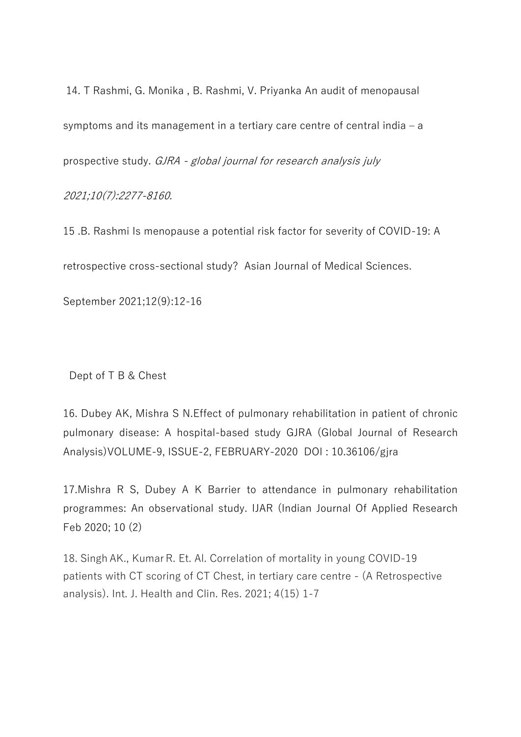14. T Rashmi, G. Monika , B. Rashmi, V. Priyanka An audit of menopausal symptoms and its management in a tertiary care centre of central india – a prospective study. *GJRA - global journal for research analysis july 2021;10(7):2277-8160.*

15 .B. Rashmi Is menopause a potential risk factor for severity of COVID-19: A retrospective cross-sectional study? Asian Journal of Medical Sciences. September 2021;12(9):12-16

Dept of T B & Chest

16. Dubey AK, Mishra S N.Effect of pulmonary rehabilitation in patient of chronic pulmonary disease: A hospital-based study GJRA (Global Journal of Research Analysis)VOLUME-9, ISSUE-2, FEBRUARY-2020 DOI : 10.36106/gjra

17.Mishra R S, Dubey A K Barrier to attendance in pulmonary rehabilitation programmes: An observational study. IJAR (Indian Journal Of Applied Research Feb 2020; 10 (2)

18. Singh AK., Kumar R. Et. Al. Correlation of mortality in young COVID-19 patients with CT scoring of CT Chest, in tertiary care centre - (A Retrospective analysis). Int. J. Health and Clin. Res. 2021; 4(15) 1-7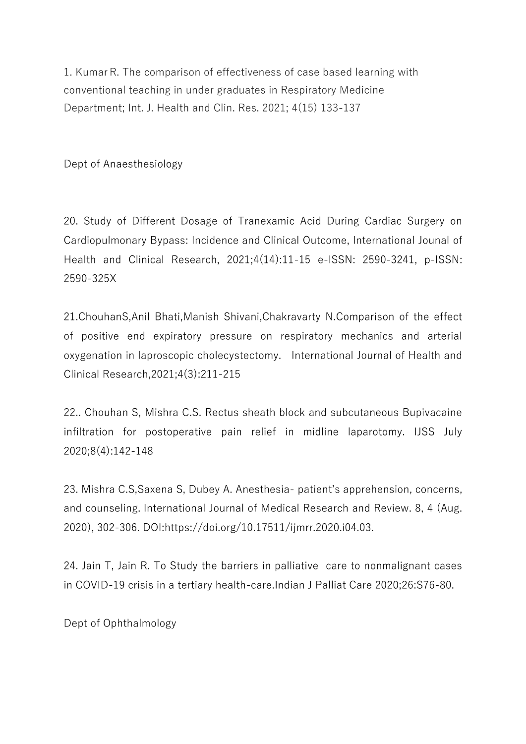1. Kumar R. The comparison of effectiveness of case based learning with conventional teaching in under graduates in Respiratory Medicine Department; Int. J. Health and Clin. Res. 2021; 4(15) 133-137

Dept of Anaesthesiology

20. Study of Different Dosage of Tranexamic Acid During Cardiac Surgery on Cardiopulmonary Bypass: Incidence and Clinical Outcome, International Jounal of Health and Clinical Research, 2021;4(14):11-15 e-ISSN: 2590-3241, p-ISSN: 2590-325X

21.ChouhanS,Anil Bhati,Manish Shivani,Chakravarty N.Comparison of the effect of positive end expiratory pressure on respiratory mechanics and arterial oxygenation in laproscopic cholecystectomy. International Journal of Health and Clinical Research,2021;4(3):211-215

22.. Chouhan S, Mishra C.S. Rectus sheath block and subcutaneous Bupivacaine infiltration for postoperative pain relief in midline laparotomy. IJSS July 2020;8(4):142-148

23. Mishra C.S,Saxena S, Dubey A. Anesthesia- patient's apprehension, concerns, and counseling. International Journal of Medical Research and Review. 8, 4 (Aug. 2020), 302-306. DOI:https://doi.org/10.17511/ijmrr.2020.i04.03.

24. Jain T, Jain R. To Study the barriers in palliative care to nonmalignant cases in COVID-19 crisis in a tertiary health-care.Indian J Palliat Care 2020;26:S76-80.

Dept of Ophthalmology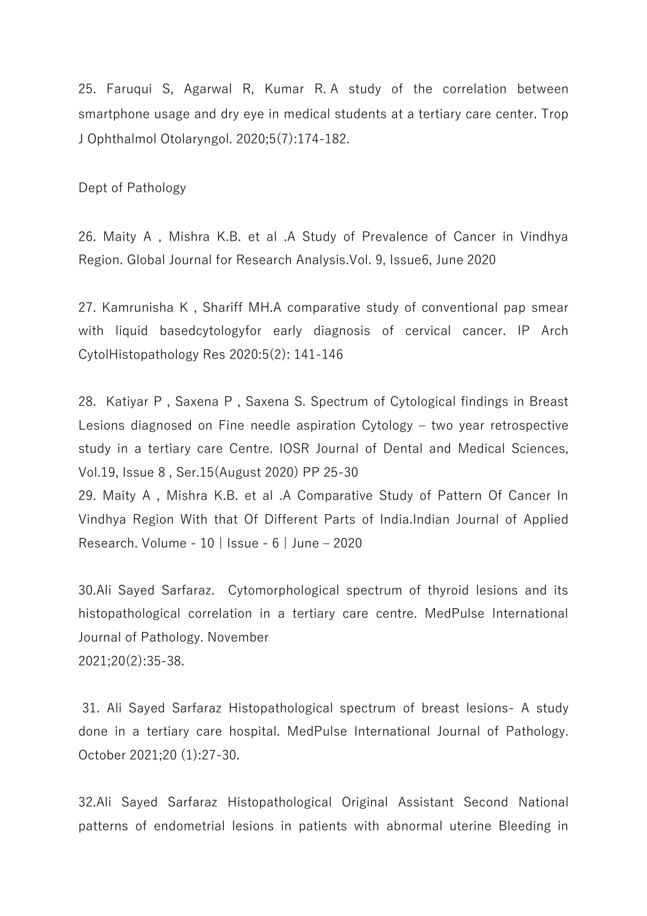25. Faruqui S, Agarwal R, Kumar R. A study of the correlation between smartphone usage and dry eye in medical students at a tertiary care center. Trop J Ophthalmol Otolaryngol. 2020;5(7):174-182.

Dept of Pathology

26. Maity A , Mishra K.B. et al .A Study of Prevalence of Cancer in Vindhya Region. Global Journal for Research Analysis.Vol. 9, Issue6, June 2020

27. Kamrunisha K , Shariff MH.A comparative study of conventional pap smear with liquid basedcytologyfor early diagnosis of cervical cancer. IP Arch CytolHistopathology Res 2020:5(2): 141-146

28. Katiyar P , Saxena P , Saxena S. Spectrum of Cytological findings in Breast Lesions diagnosed on Fine needle aspiration Cytology – two year retrospective study in a tertiary care Centre. IOSR Journal of Dental and Medical Sciences, Vol.19, Issue 8 , Ser.15(August 2020) PP 25-30

29. Maity A , Mishra K.B. et al .A Comparative Study of Pattern Of Cancer In Vindhya Region With that Of Different Parts of India.Indian Journal of Applied Research. Volume - 10 | Issue - 6 | June – 2020

30.Ali Sayed Sarfaraz. Cytomorphological spectrum of thyroid lesions and its histopathological correlation in a tertiary care centre. MedPulse International Journal of Pathology. November 2021;20(2):35-38.

31. Ali Sayed Sarfaraz Histopathological spectrum of breast lesions- A study done in a tertiary care hospital. MedPulse International Journal of Pathology. October 2021;20 (1):27-30.

32.Ali Sayed Sarfaraz Histopathological Original Assistant Second National patterns of endometrial lesions in patients with abnormal uterine Bleeding in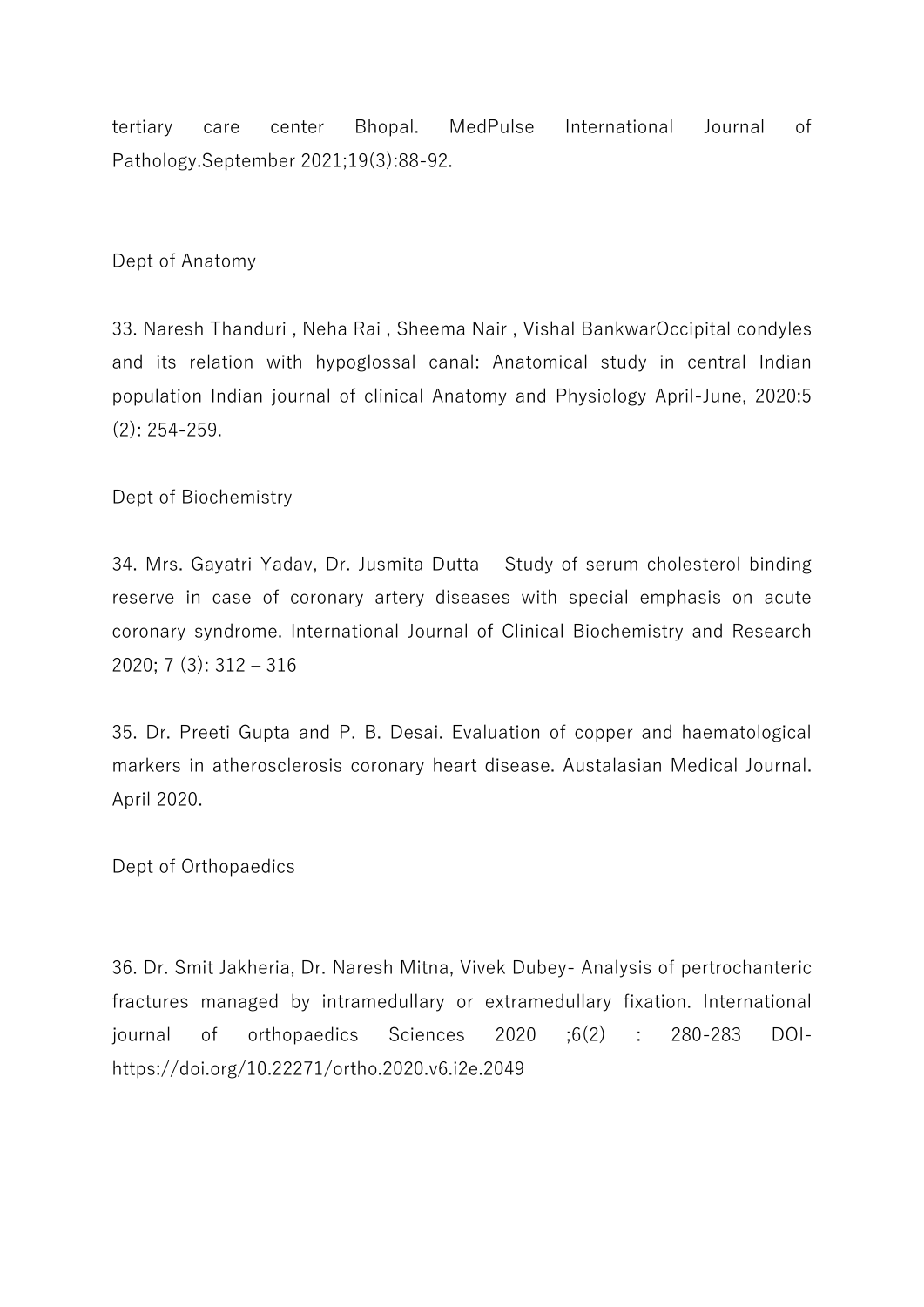tertiary care center Bhopal. MedPulse International Journal of Pathology.September 2021;19(3):88-92.

Dept of Anatomy

33. Naresh Thanduri , Neha Rai , Sheema Nair , Vishal BankwarOccipital condyles and its relation with hypoglossal canal: Anatomical study in central Indian population Indian journal of clinical Anatomy and Physiology April-June, 2020:5 (2): 254-259.

Dept of Biochemistry

34. Mrs. Gayatri Yadav, Dr. Jusmita Dutta – Study of serum cholesterol binding reserve in case of coronary artery diseases with special emphasis on acute coronary syndrome. International Journal of Clinical Biochemistry and Research 2020; 7 (3): 312 – 316

35. Dr. Preeti Gupta and P. B. Desai. Evaluation of copper and haematological markers in atherosclerosis coronary heart disease. Austalasian Medical Journal. April 2020.

Dept of Orthopaedics

36. Dr. Smit Jakheria, Dr. Naresh Mitna, Vivek Dubey- Analysis of pertrochanteric fractures managed by intramedullary or extramedullary fixation. International journal of orthopaedics Sciences 2020 ;6(2) : 280-283 DOI- https://doi.org/10.22271/ortho.2020.v6.i2e.2049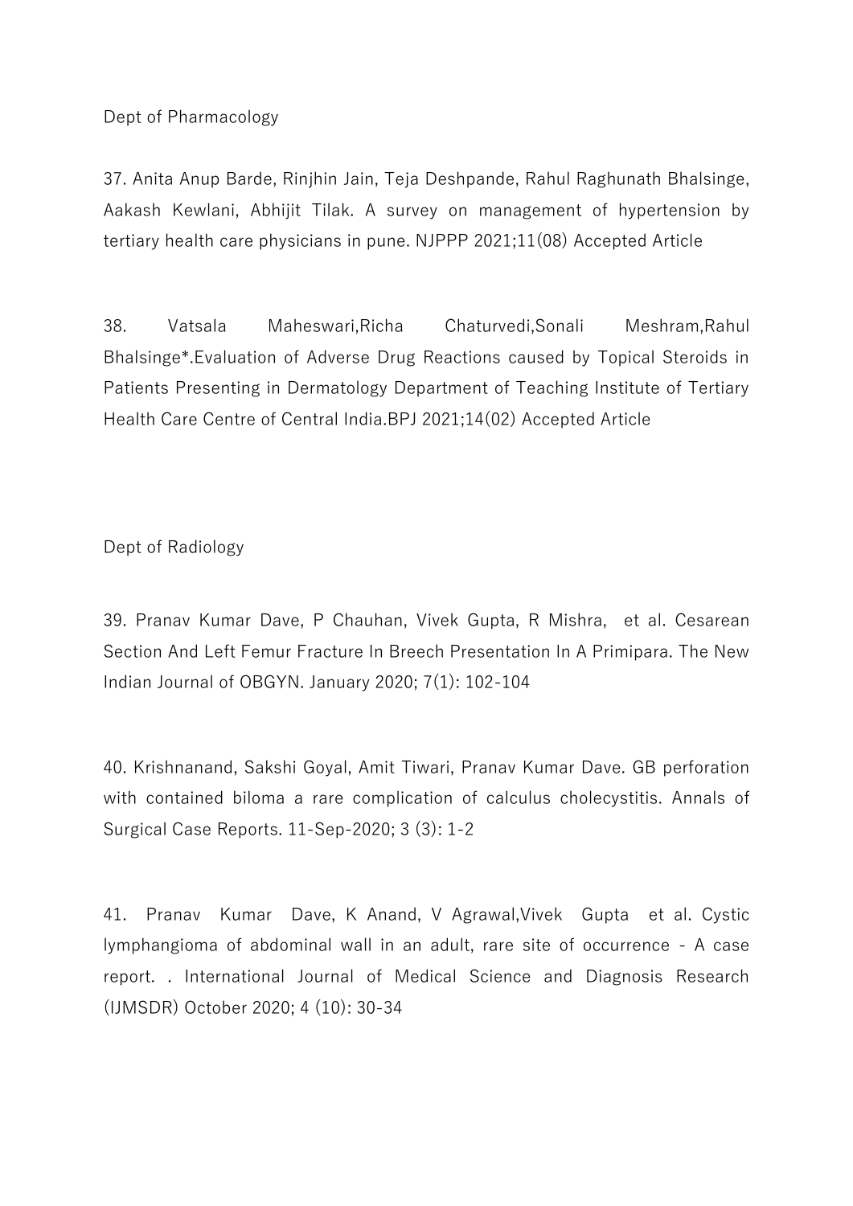Dept of Pharmacology

37. Anita Anup Barde, Rinjhin Jain, Teja Deshpande, Rahul Raghunath Bhalsinge, Aakash Kewlani, Abhijit Tilak. A survey on management of hypertension by tertiary health care physicians in pune. NJPPP 2021;11(08) Accepted Article

38. Vatsala Maheswari,Richa Chaturvedi,Sonali Meshram,Rahul Bhalsinge*.Evaluation of Adverse Drug Reactions caused by Topical Steroids in Patients Presenting in Dermatology Department of Teaching Institute of Tertiary Health Care Centre of Central India.BPJ 2021;14(02) Accepted Article

Dept of Radiology

39. Pranav Kumar Dave, P Chauhan, Vivek Gupta, R Mishra, et al. Cesarean Section And Left Femur Fracture In Breech Presentation In A Primipara. The New Indian Journal of OBGYN. January 2020; 7(1): 102-104

40. Krishnanand, Sakshi Goyal, Amit Tiwari, Pranav Kumar Dave. GB perforation with contained biloma a rare complication of calculus cholecystitis. Annals of Surgical Case Reports. 11-Sep-2020; 3 (3): 1-2

41. Pranav Kumar Dave, K Anand, V Agrawal,Vivek Gupta et al. Cystic lymphangioma of abdominal wall in an adult, rare site of occurrence - A case report. . International Journal of Medical Science and Diagnosis Research (IJMSDR) October 2020; 4 (10): 30-34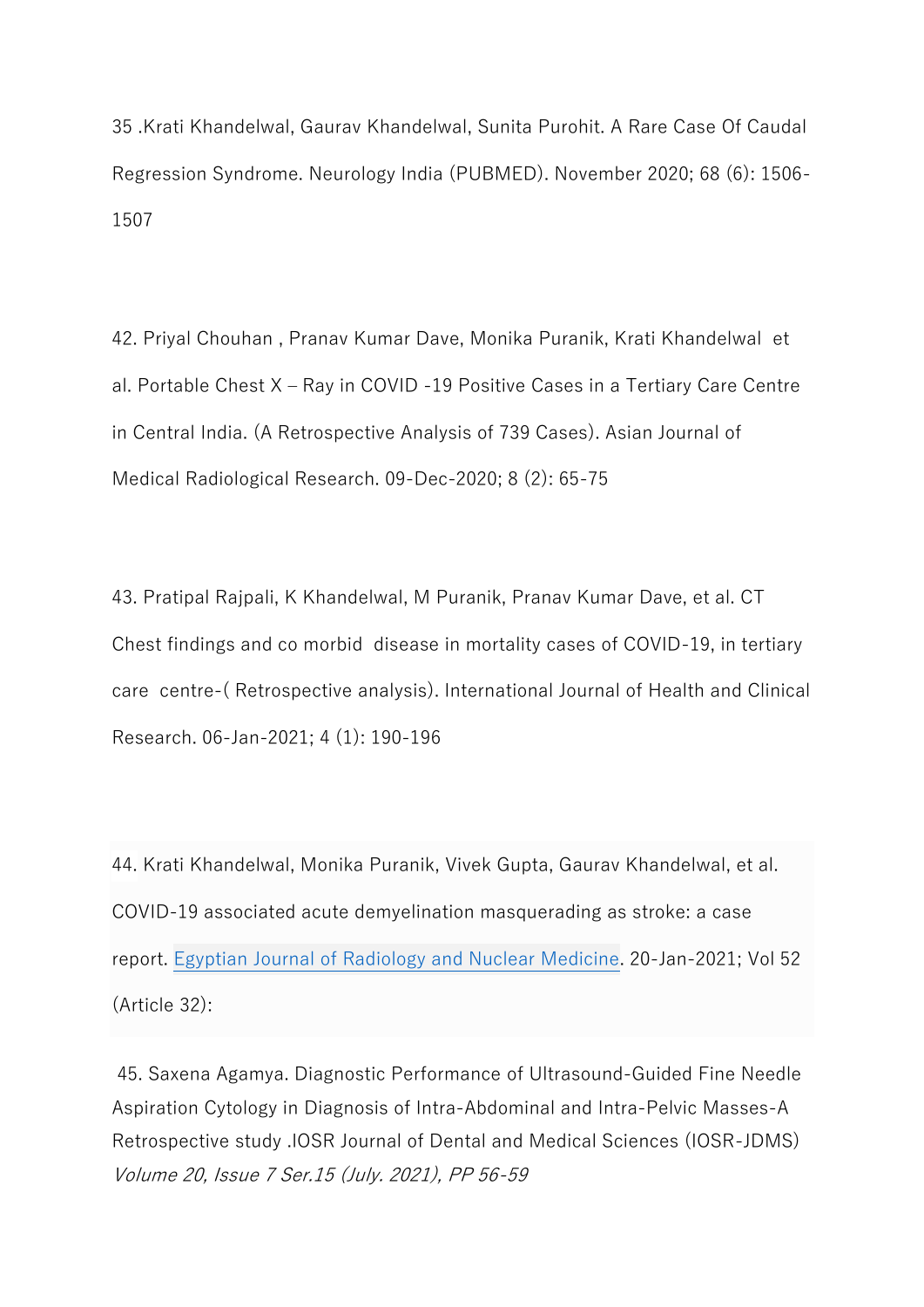35 .Krati Khandelwal, Gaurav Khandelwal, Sunita Purohit. A Rare Case Of Caudal Regression Syndrome. Neurology India (PUBMED). November 2020; 68 (6): 1506-1507

42. Priyal Chouhan , Pranav Kumar Dave, Monika Puranik, Krati Khandelwal et al. Portable Chest X – Ray in COVID -19 Positive Cases in a Tertiary Care Centre in Central India. (A Retrospective Analysis of 739 Cases). Asian Journal of Medical Radiological Research. 09-Dec-2020; 8 (2): 65-75

43. Pratipal Rajpali, K Khandelwal, M Puranik, Pranav Kumar Dave, et al. CT Chest findings and co morbid disease in mortality cases of COVID-19, in tertiary care centre-( Retrospective analysis). International Journal of Health and Clinical Research. 06-Jan-2021; 4 (1): 190-196

44. Krati Khandelwal, Monika Puranik, Vivek Gupta, Gaurav Khandelwal, et al. COVID-19 associated acute demyelination masquerading as stroke: a case report. Egyptian Journal of Radiology and Nuclear Medicine. 20-Jan-2021; Vol 52 (Article 32):

45. Saxena Agamya. Diagnostic Performance of Ultrasound-Guided Fine Needle Aspiration Cytology in Diagnosis of Intra-Abdominal and Intra-Pelvic Masses-A Retrospective study .IOSR Journal of Dental and Medical Sciences (IOSR-JDMS) *Volume 20, Issue 7 Ser.15 (July. 2021), PP 56-59*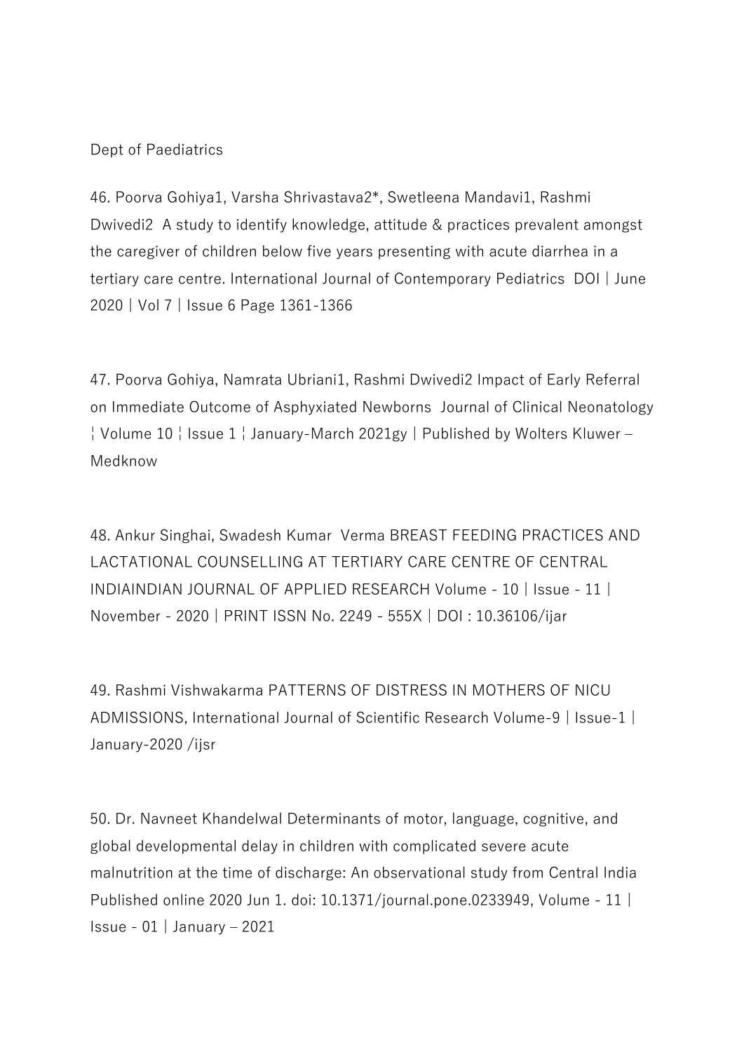Dept of Paediatrics

46. Poorva Gohiya[1], Varsha Shrivastava[2]*, Swetleena Mandavi[1], Rashmi Dwivedi[2] A study to identify knowledge, attitude & practices prevalent amongst the caregiver of children below five years presenting with acute diarrhea in a tertiary care centre. International Journal of Contemporary Pediatrics DOI | June 2020 | Vol 7 | Issue 6 Page 1361-1366

47. Poorva Gohiya, Namrata Ubriani[1], Rashmi Dwivedi[2] Impact of Early Referral on Immediate Outcome of Asphyxiated Newborns Journal of Clinical Neonatology ¦ Volume 10 ¦ Issue 1 ¦ January-March 2021gy | Published by Wolters Kluwer – Medknow

48. Ankur Singhai, Swadesh Kumar Verma BREAST FEEDING PRACTICES AND LACTATIONAL COUNSELLING AT TERTIARY CARE CENTRE OF CENTRAL INDIAINDIAN JOURNAL OF APPLIED RESEARCH Volume - 10 | Issue - 11 | November - 2020 | PRINT ISSN No. 2249 - 555X | DOI : 10.36106/ijar

49. Rashmi Vishwakarma PATTERNS OF DISTRESS IN MOTHERS OF NICU ADMISSIONS, International Journal of Scientific Research Volume-9 | Issue-1 | January-2020 /ijsr

50. Dr. Navneet Khandelwal Determinants of motor, language, cognitive, and global developmental delay in children with complicated severe acute malnutrition at the time of discharge: An observational study from Central India Published online 2020 Jun 1. doi: 10.1371/journal.pone.0233949, Volume - 11 | Issue - 01 | January – 2021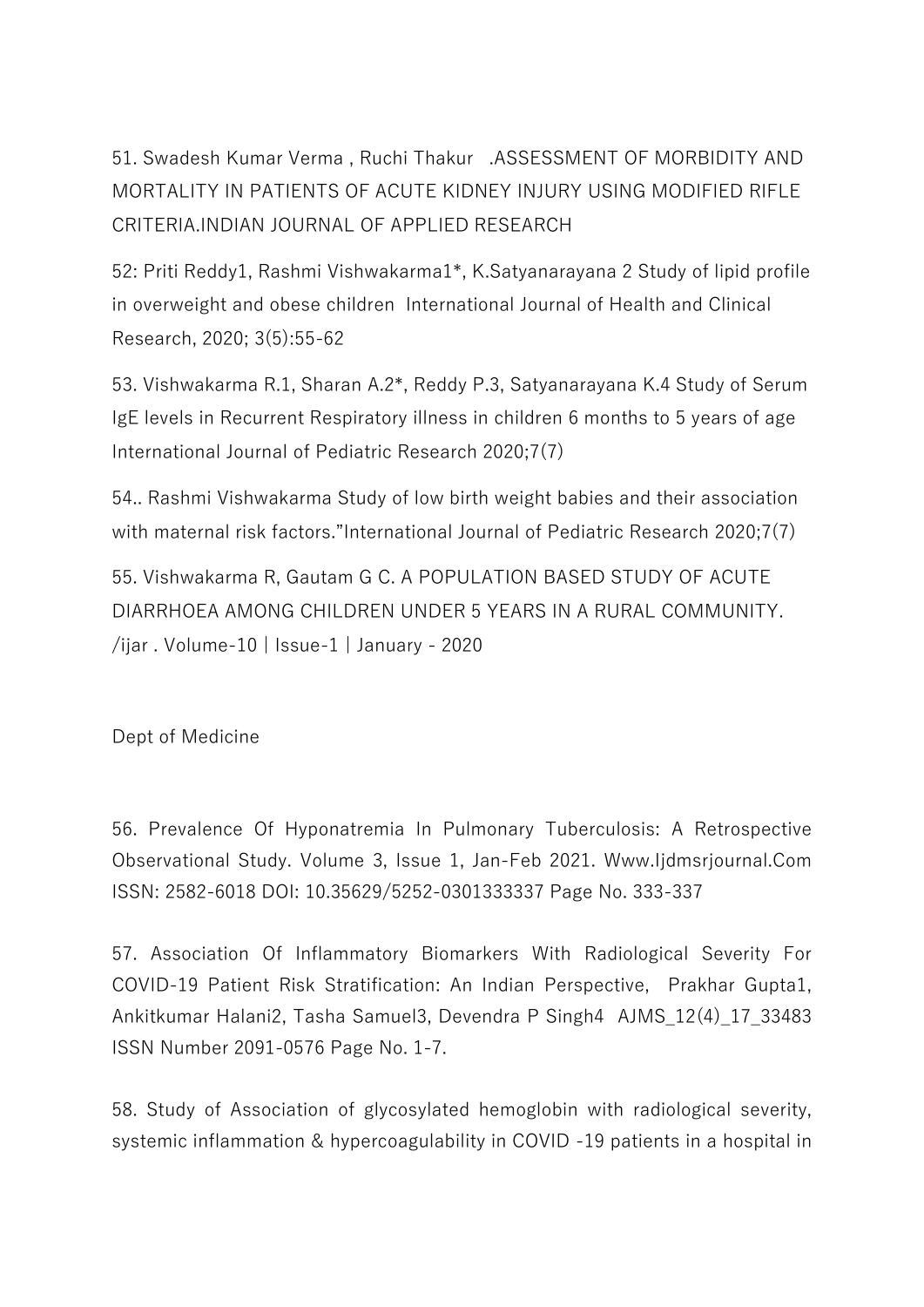51. Swadesh Kumar Verma , Ruchi Thakur .ASSESSMENT OF MORBIDITY AND MORTALITY IN PATIENTS OF ACUTE KIDNEY INJURY USING MODIFIED RIFLE CRITERIA.INDIAN JOURNAL OF APPLIED RESEARCH

52: Priti Reddy1, Rashmi Vishwakarma1*, K.Satyanarayana 2 Study of lipid profile in overweight and obese children International Journal of Health and Clinical Research, 2020; 3(5):55-62

53. Vishwakarma R.1, Sharan A.2*, Reddy P.3, Satyanarayana K.4 Study of Serum IgE levels in Recurrent Respiratory illness in children 6 months to 5 years of age International Journal of Pediatric Research 2020;7(7)

54.. Rashmi Vishwakarma Study of low birth weight babies and their association with maternal risk factors."International Journal of Pediatric Research 2020;7(7)

55. Vishwakarma R, Gautam G C. A POPULATION BASED STUDY OF ACUTE DIARRHOEA AMONG CHILDREN UNDER 5 YEARS IN A RURAL COMMUNITY. /ijar . Volume-10 | Issue-1 | January - 2020

Dept of Medicine

56. Prevalence Of Hyponatremia In Pulmonary Tuberculosis: A Retrospective Observational Study. Volume 3, Issue 1, Jan-Feb 2021. Www.Ijdmsrjournal.Com ISSN: 2582-6018 DOI: 10.35629/5252-0301333337 Page No. 333-337

57. Association Of Inflammatory Biomarkers With Radiological Severity For COVID-19 Patient Risk Stratification: An Indian Perspective, Prakhar Gupta1, Ankitkumar Halani2, Tasha Samuel3, Devendra P Singh4 AJMS_12(4)_17_33483 ISSN Number 2091-0576 Page No. 1-7.

58. Study of Association of glycosylated hemoglobin with radiological severity, systemic inflammation & hypercoagulability in COVID -19 patients in a hospital in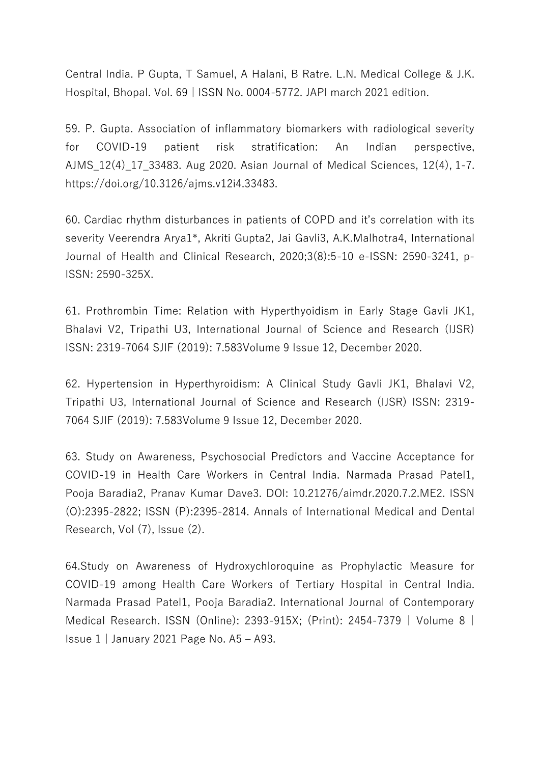Central India. P Gupta, T Samuel, A Halani, B Ratre. L.N. Medical College & J.K. Hospital, Bhopal. Vol. 69 | ISSN No. 0004-5772. JAPI march 2021 edition.

59. P. Gupta. Association of inflammatory biomarkers with radiological severity for COVID-19 patient risk stratification: An Indian perspective, AJMS_12(4)_17_33483. Aug 2020. Asian Journal of Medical Sciences, 12(4), 1-7. https://doi.org/10.3126/ajms.v12i4.33483.

60. Cardiac rhythm disturbances in patients of COPD and it's correlation with its severity Veerendra Arya1*, Akriti Gupta2, Jai Gavli3, A.K.Malhotra4, International Journal of Health and Clinical Research, 2020;3(8):5-10 e-ISSN: 2590-3241, p-ISSN: 2590-325X.

61. Prothrombin Time: Relation with Hyperthyoidism in Early Stage Gavli JK1, Bhalavi V2, Tripathi U3, International Journal of Science and Research (IJSR) ISSN: 2319-7064 SJIF (2019): 7.583Volume 9 Issue 12, December 2020.

62. Hypertension in Hyperthyroidism: A Clinical Study Gavli JK1, Bhalavi V2, Tripathi U3, International Journal of Science and Research (IJSR) ISSN: 2319-7064 SJIF (2019): 7.583Volume 9 Issue 12, December 2020.

63. Study on Awareness, Psychosocial Predictors and Vaccine Acceptance for COVID-19 in Health Care Workers in Central India. Narmada Prasad Patel1, Pooja Baradia2, Pranav Kumar Dave3. DOI: 10.21276/aimdr.2020.7.2.ME2. ISSN (O):2395-2822; ISSN (P):2395-2814. Annals of International Medical and Dental Research, Vol (7), Issue (2).

64.Study on Awareness of Hydroxychloroquine as Prophylactic Measure for COVID-19 among Health Care Workers of Tertiary Hospital in Central India. Narmada Prasad Patel1, Pooja Baradia2. International Journal of Contemporary Medical Research. ISSN (Online): 2393-915X; (Print): 2454-7379 | Volume 8 | Issue 1 | January 2021 Page No. A5 – A93.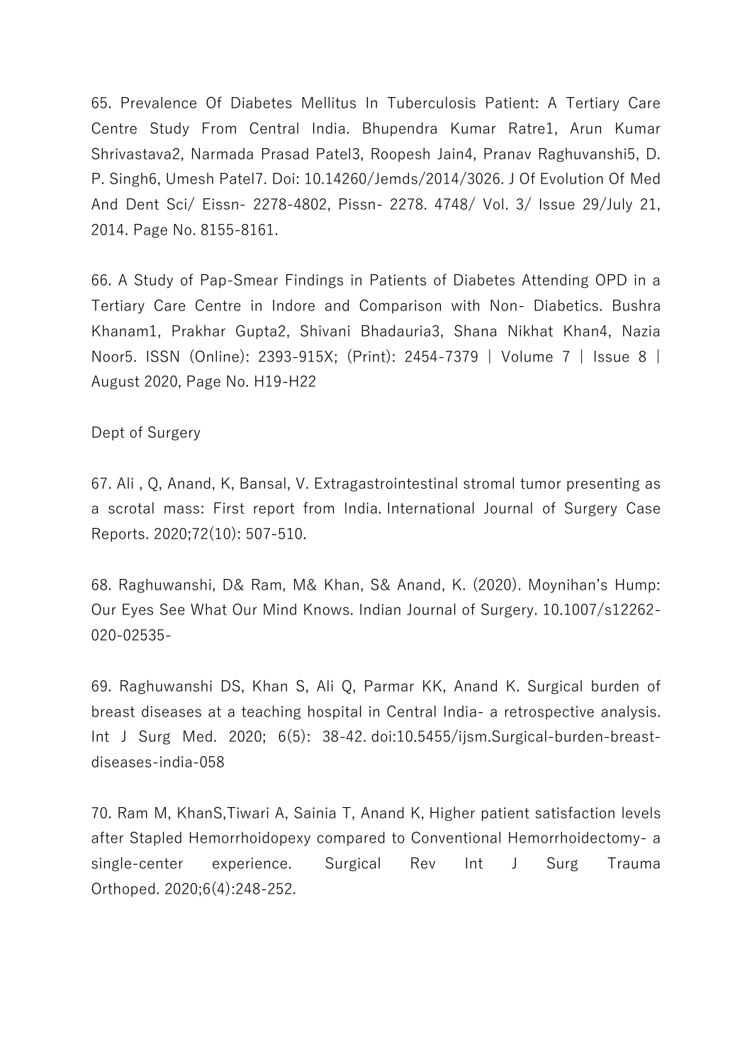65. Prevalence Of Diabetes Mellitus In Tuberculosis Patient: A Tertiary Care Centre Study From Central India. Bhupendra Kumar Ratre1, Arun Kumar Shrivastava2, Narmada Prasad Patel3, Roopesh Jain4, Pranav Raghuvanshi5, D. P. Singh6, Umesh Patel7. Doi: 10.14260/Jemds/2014/3026. J Of Evolution Of Med And Dent Sci/ Eissn- 2278-4802, Pissn- 2278. 4748/ Vol. 3/ Issue 29/July 21, 2014. Page No. 8155-8161.

66. A Study of Pap-Smear Findings in Patients of Diabetes Attending OPD in a Tertiary Care Centre in Indore and Comparison with Non- Diabetics. Bushra Khanam1, Prakhar Gupta2, Shivani Bhadauria3, Shana Nikhat Khan4, Nazia Noor5. ISSN (Online): 2393-915X; (Print): 2454-7379 | Volume 7 | Issue 8 | August 2020, Page No. H19-H22

Dept of Surgery

67. Ali , Q, Anand, K, Bansal, V. Extragastrointestinal stromal tumor presenting as a scrotal mass: First report from India. International Journal of Surgery Case Reports. 2020;72(10): 507-510.

68. Raghuwanshi, D& Ram, M& Khan, S& Anand, K. (2020). Moynihan's Hump: Our Eyes See What Our Mind Knows. Indian Journal of Surgery. 10.1007/s12262-020-02535-

69. Raghuwanshi DS, Khan S, Ali Q, Parmar KK, Anand K. Surgical burden of breast diseases at a teaching hospital in Central India- a retrospective analysis. Int J Surg Med. 2020; 6(5): 38-42. doi:10.5455/ijsm.Surgical-burden-breast-diseases-india-058

70. Ram M, KhanS,Tiwari A, Sainia T, Anand K, Higher patient satisfaction levels after Stapled Hemorrhoidopexy compared to Conventional Hemorrhoidectomy- a single-center experience. Surgical Rev Int J Surg Trauma Orthoped. 2020;6(4):248-252.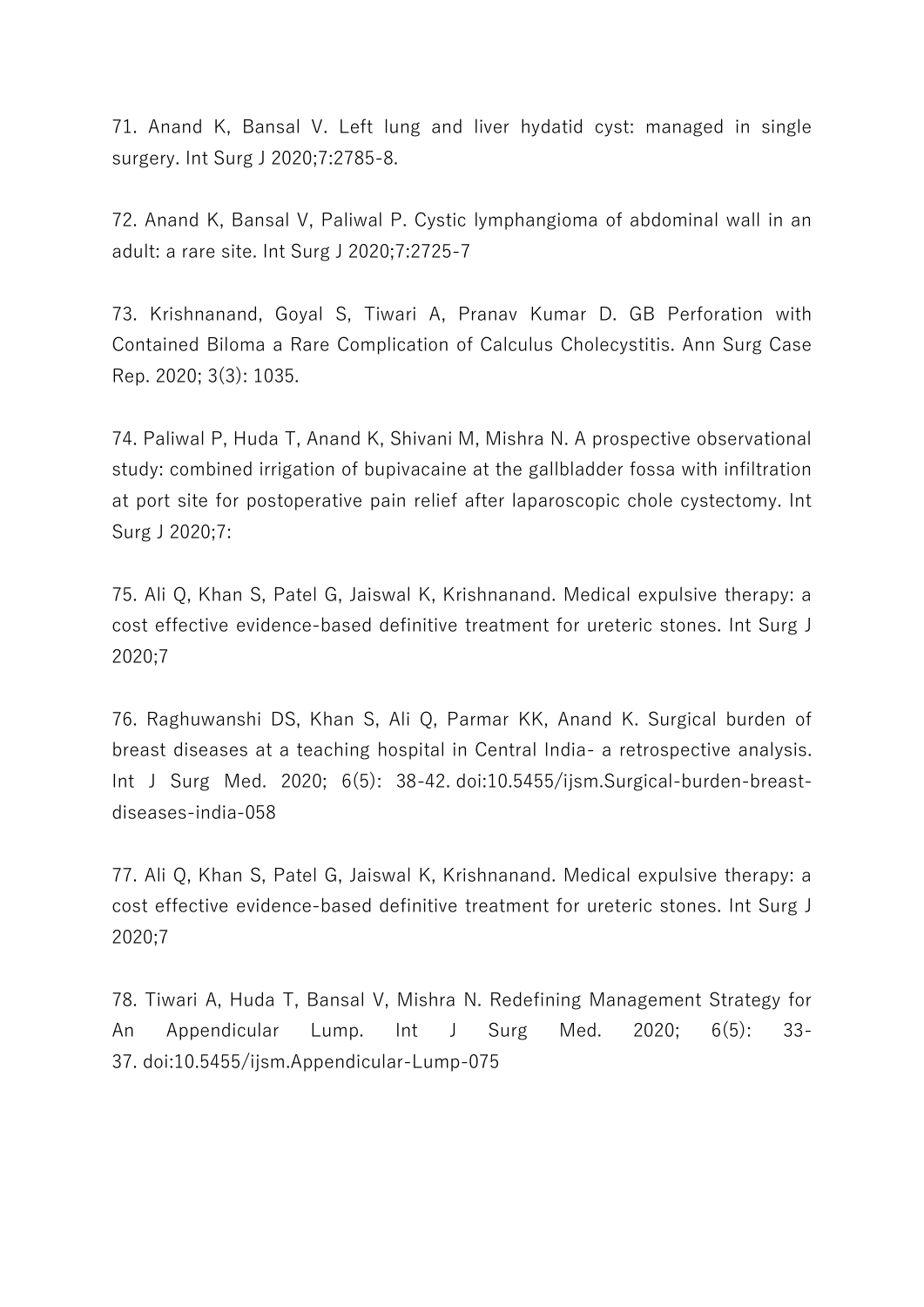71. Anand K, Bansal V. Left lung and liver hydatid cyst: managed in single surgery. Int Surg J 2020;7:2785-8.

72. Anand K, Bansal V, Paliwal P. Cystic lymphangioma of abdominal wall in an adult: a rare site. Int Surg J 2020;7:2725-7

73. Krishnanand, Goyal S, Tiwari A, Pranav Kumar D. GB Perforation with Contained Biloma a Rare Complication of Calculus Cholecystitis. Ann Surg Case Rep. 2020; 3(3): 1035.

74. Paliwal P, Huda T, Anand K, Shivani M, Mishra N. A prospective observational study: combined irrigation of bupivacaine at the gallbladder fossa with infiltration at port site for postoperative pain relief after laparoscopic chole cystectomy. Int Surg J 2020;7:

75. Ali Q, Khan S, Patel G, Jaiswal K, Krishnanand. Medical expulsive therapy: a cost effective evidence-based definitive treatment for ureteric stones. Int Surg J 2020;7

76. Raghuwanshi DS, Khan S, Ali Q, Parmar KK, Anand K. Surgical burden of breast diseases at a teaching hospital in Central India- a retrospective analysis. Int J Surg Med. 2020; 6(5): 38-42. doi:10.5455/ijsm.Surgical-burden-breast-diseases-india-058

77. Ali Q, Khan S, Patel G, Jaiswal K, Krishnanand. Medical expulsive therapy: a cost effective evidence-based definitive treatment for ureteric stones. Int Surg J 2020;7

78. Tiwari A, Huda T, Bansal V, Mishra N. Redefining Management Strategy for An Appendicular Lump. Int J Surg Med. 2020; 6(5): 33-37. doi:10.5455/ijsm.Appendicular-Lump-075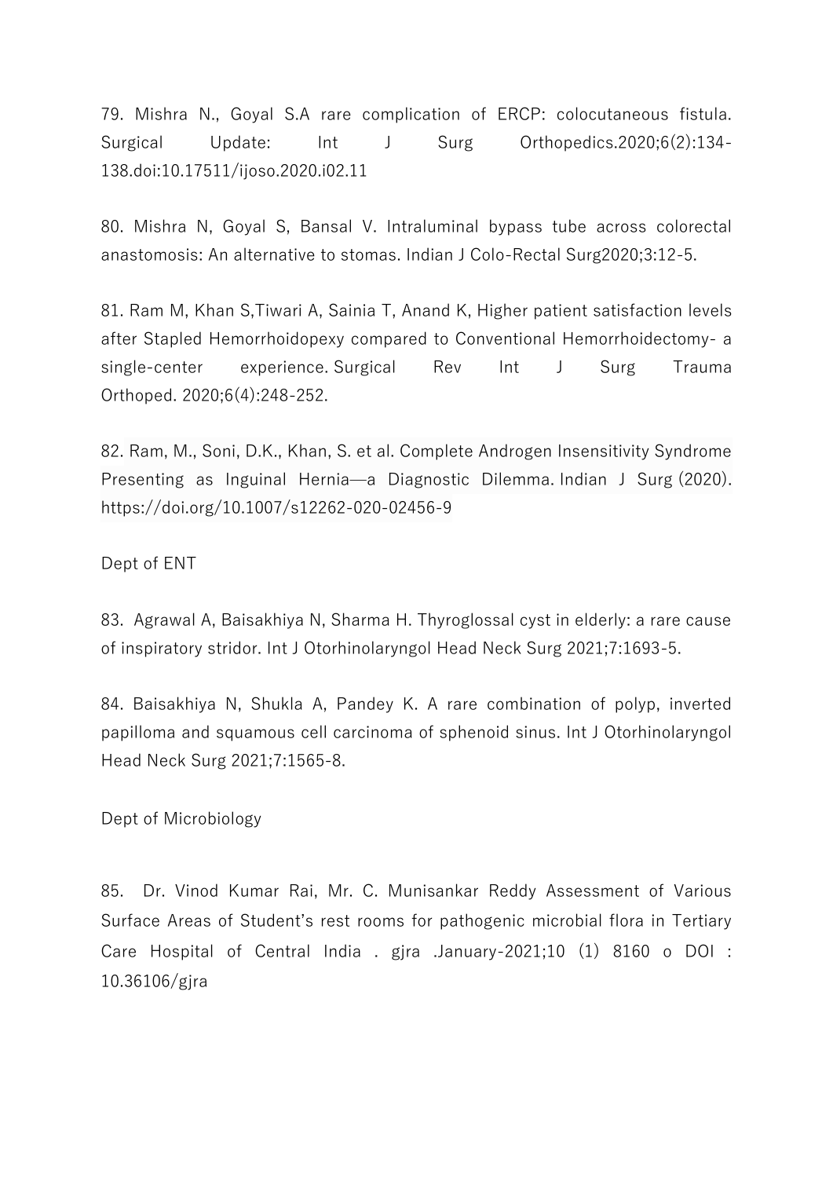79. Mishra N., Goyal S.A rare complication of ERCP: colocutaneous fistula. Surgical Update: Int J Surg Orthopedics.2020;6(2):134-138.doi:10.17511/ijoso.2020.i02.11

80. Mishra N, Goyal S, Bansal V. Intraluminal bypass tube across colorectal anastomosis: An alternative to stomas. Indian J Colo-Rectal Surg2020;3:12-5.

81. Ram M, Khan S,Tiwari A, Sainia T, Anand K, Higher patient satisfaction levels after Stapled Hemorrhoidopexy compared to Conventional Hemorrhoidectomy- a single-center experience. Surgical Rev Int J Surg Trauma Orthoped. 2020;6(4):248-252.

82. Ram, M., Soni, D.K., Khan, S. et al. Complete Androgen Insensitivity Syndrome Presenting as Inguinal Hernia—a Diagnostic Dilemma. Indian J Surg (2020). https://doi.org/10.1007/s12262-020-02456-9

Dept of ENT

83. Agrawal A, Baisakhiya N, Sharma H. Thyroglossal cyst in elderly: a rare cause of inspiratory stridor. Int J Otorhinolaryngol Head Neck Surg 2021;7:1693-5.

84. Baisakhiya N, Shukla A, Pandey K. A rare combination of polyp, inverted papilloma and squamous cell carcinoma of sphenoid sinus. Int J Otorhinolaryngol Head Neck Surg 2021;7:1565-8.

Dept of Microbiology

85. Dr. Vinod Kumar Rai, Mr. C. Munisankar Reddy Assessment of Various Surface Areas of Student's rest rooms for pathogenic microbial flora in Tertiary Care Hospital of Central India . gjra .January-2021;10 (1) 8160 o DOI : 10.36106/gjra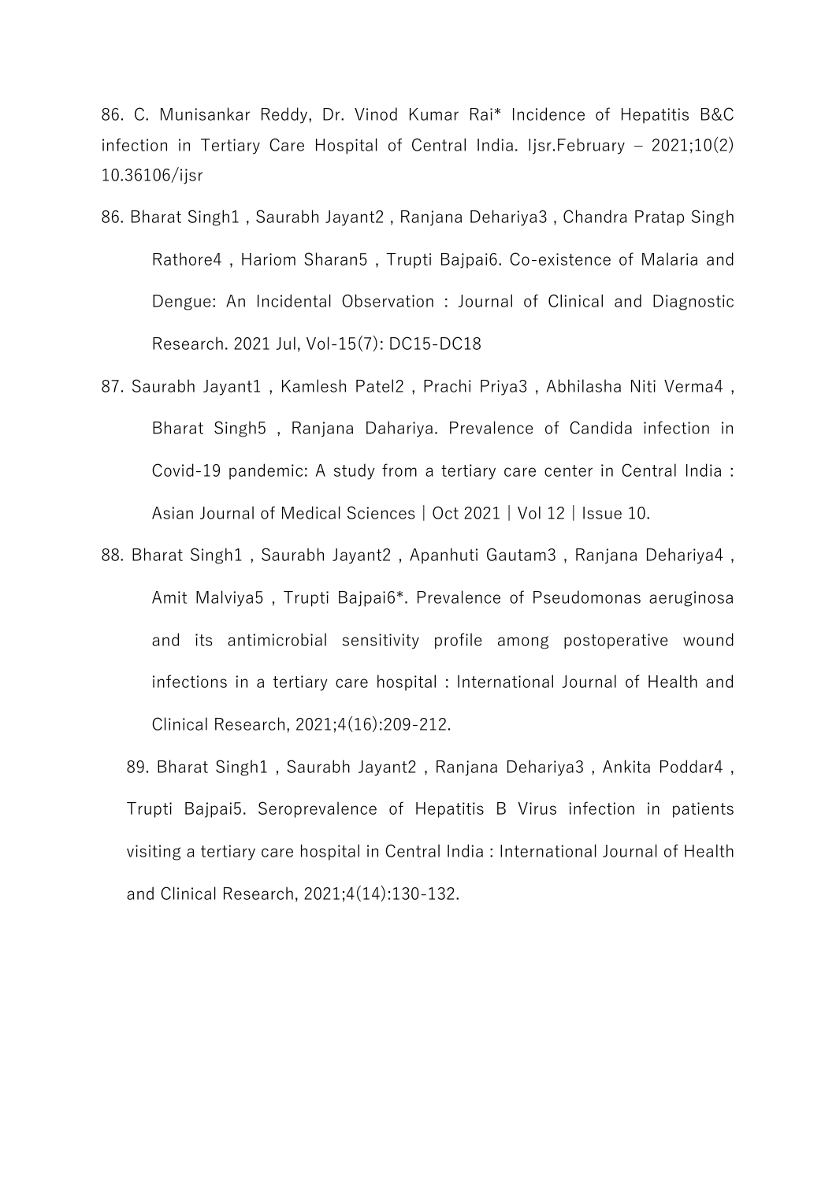86. C. Munisankar Reddy, Dr. Vinod Kumar Rai* Incidence of Hepatitis B&C infection in Tertiary Care Hospital of Central India. Ijsr.February – 2021;10(2) 10.36106/ijsr

86. Bharat Singh1 , Saurabh Jayant2 , Ranjana Dehariya3 , Chandra Pratap Singh Rathore4 , Hariom Sharan5 , Trupti Bajpai6. Co-existence of Malaria and Dengue: An Incidental Observation : Journal of Clinical and Diagnostic Research. 2021 Jul, Vol-15(7): DC15-DC18

87. Saurabh Jayant1 , Kamlesh Patel2 , Prachi Priya3 , Abhilasha Niti Verma4 , Bharat Singh5 , Ranjana Dahariya. Prevalence of Candida infection in Covid-19 pandemic: A study from a tertiary care center in Central India : Asian Journal of Medical Sciences | Oct 2021 | Vol 12 | Issue 10.

88. Bharat Singh1 , Saurabh Jayant2 , Apanhuti Gautam3 , Ranjana Dehariya4 , Amit Malviya5 , Trupti Bajpai6*. Prevalence of Pseudomonas aeruginosa and its antimicrobial sensitivity profile among postoperative wound infections in a tertiary care hospital : International Journal of Health and Clinical Research, 2021;4(16):209-212.

89. Bharat Singh1 , Saurabh Jayant2 , Ranjana Dehariya3 , Ankita Poddar4 , Trupti Bajpai5. Seroprevalence of Hepatitis B Virus infection in patients visiting a tertiary care hospital in Central India : International Journal of Health and Clinical Research, 2021;4(14):130-132.